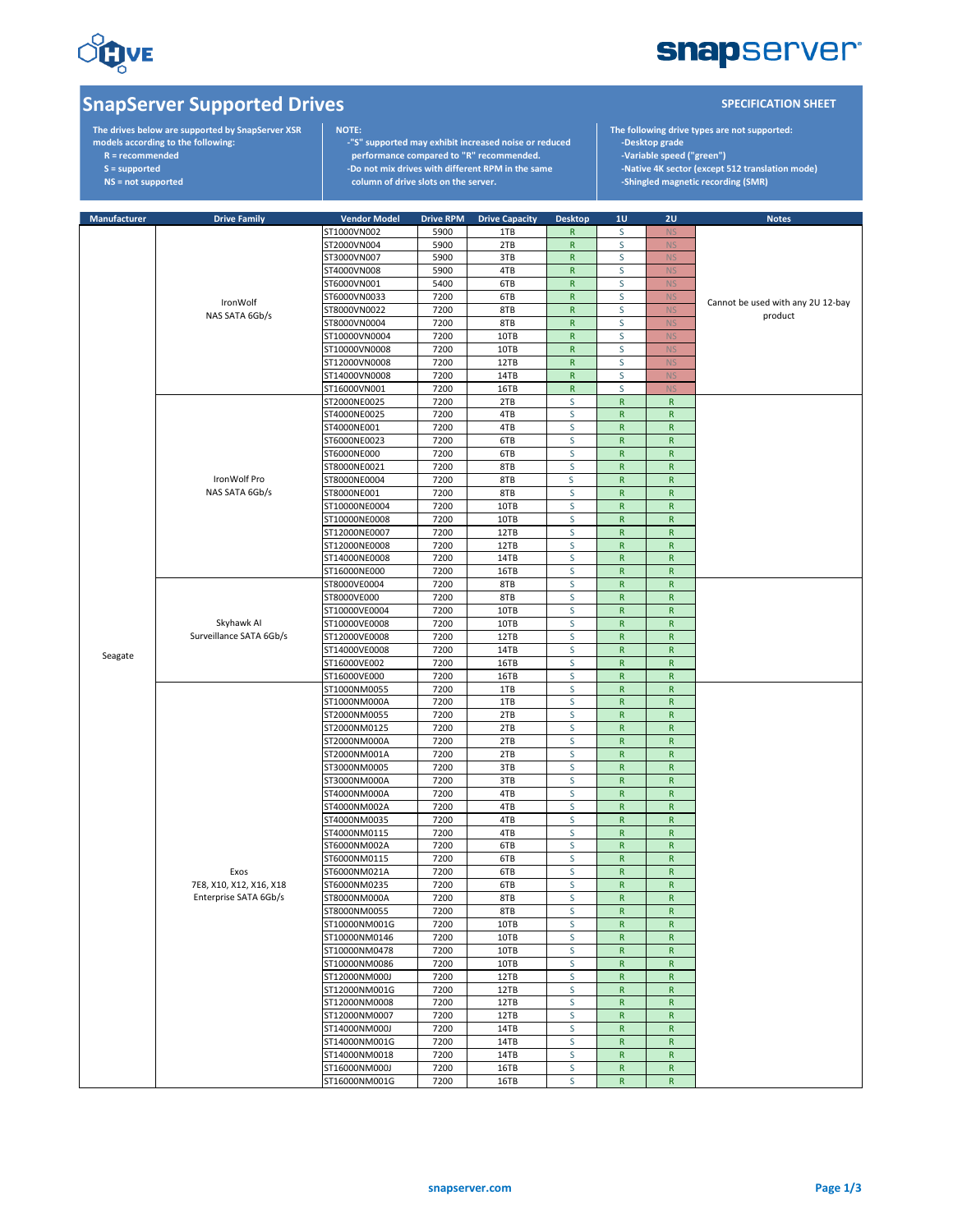# SnapServer Supported Drives

**SPECIFICATION SHEET**

**The drives below are supported by SnapServer XSR models according to the following:**
- **R = recommended**
- **S = supported**
- **NS = not supported**

**NOTE:**
- **-"S" supported may exhibit increased noise or reduced performance compared to "R" recommended.**
- **-Do not mix drives with different RPM in the same column of drive slots on the server.**

**The following drive types are not supported:**
- **-Desktop grade**
- **-Variable speed ("green")**
- **-Native 4K sector (except 512 translation mode)**
- **-Shingled magnetic recording (SMR)**

| Manufacturer | Drive Family | Vendor Model | Drive RPM | Drive Capacity | Desktop | 1U | 2U | Notes |
|---|---|---|---|---|---|---|---|---|
| Seagate | IronWolf NAS SATA 6Gb/s | ST1000VN002 | 5900 | 1TB | R | S | NS | Cannot be used with any 2U 12-bay product |
| | | ST2000VN004 | 5900 | 2TB | R | S | NS | |
| | | ST3000VN007 | 5900 | 3TB | R | S | NS | |
| | | ST4000VN008 | 5900 | 4TB | R | S | NS | |
| | | ST6000VN001 | 5400 | 6TB | R | S | NS | |
| | | ST6000VN0033 | 7200 | 6TB | R | S | NS | |
| | | ST8000VN0022 | 7200 | 8TB | R | S | NS | |
| | | ST8000VN0004 | 7200 | 8TB | R | S | NS | |
| | | ST10000VN0004 | 7200 | 10TB | R | S | NS | |
| | | ST10000VN0008 | 7200 | 10TB | R | S | NS | |
| | | ST12000VN0008 | 7200 | 12TB | R | S | NS | |
| | | ST14000VN0008 | 7200 | 14TB | R | S | NS | |
| | | ST16000VN001 | 7200 | 16TB | R | S | NS | |
| | IronWolf Pro NAS SATA 6Gb/s | ST2000NE0025 | 7200 | 2TB | S | R | R | |
| | | ST4000NE0025 | 7200 | 4TB | S | R | R | |
| | | ST4000NE001 | 7200 | 4TB | S | R | R | |
| | | ST6000NE0023 | 7200 | 6TB | S | R | R | |
| | | ST6000NE000 | 7200 | 6TB | S | R | R | |
| | | ST8000NE0021 | 7200 | 8TB | S | R | R | |
| | | ST8000NE0004 | 7200 | 8TB | S | R | R | |
| | | ST8000NE001 | 7200 | 8TB | S | R | R | |
| | | ST10000NE0004 | 7200 | 10TB | S | R | R | |
| | | ST10000NE0008 | 7200 | 10TB | S | R | R | |
| | | ST12000NE0007 | 7200 | 12TB | S | R | R | |
| | | ST12000NE0008 | 7200 | 12TB | S | R | R | |
| | | ST14000NE0008 | 7200 | 14TB | S | R | R | |
| | | ST16000NE000 | 7200 | 16TB | S | R | R | |
| | Skyhawk AI Surveillance SATA 6Gb/s | ST8000VE0004 | 7200 | 8TB | S | R | R | |
| | | ST8000VE000 | 7200 | 8TB | S | R | R | |
| | | ST10000VE0004 | 7200 | 10TB | S | R | R | |
| | | ST10000VE0008 | 7200 | 10TB | S | R | R | |
| | | ST12000VE0008 | 7200 | 12TB | S | R | R | |
| | | ST14000VE0008 | 7200 | 14TB | S | R | R | |
| | | ST16000VE002 | 7200 | 16TB | S | R | R | |
| | | ST16000VE000 | 7200 | 16TB | S | R | R | |
| | Exos 7E8, X10, X12, X16, X18 Enterprise SATA 6Gb/s | ST1000NM0055 | 7200 | 1TB | S | R | R | |
| | | ST1000NM000A | 7200 | 1TB | S | R | R | |
| | | ST2000NM0055 | 7200 | 2TB | S | R | R | |
| | | ST2000NM0125 | 7200 | 2TB | S | R | R | |
| | | ST2000NM000A | 7200 | 2TB | S | R | R | |
| | | ST2000NM001A | 7200 | 2TB | S | R | R | |
| | | ST3000NM0005 | 7200 | 3TB | S | R | R | |
| | | ST3000NM000A | 7200 | 3TB | S | R | R | |
| | | ST4000NM000A | 7200 | 4TB | S | R | R | |
| | | ST4000NM002A | 7200 | 4TB | S | R | R | |
| | | ST4000NM0035 | 7200 | 4TB | S | R | R | |
| | | ST4000NM0115 | 7200 | 4TB | S | R | R | |
| | | ST6000NM002A | 7200 | 6TB | S | R | R | |
| | | ST6000NM0115 | 7200 | 6TB | S | R | R | |
| | | ST6000NM021A | 7200 | 6TB | S | R | R | |
| | | ST6000NM0235 | 7200 | 6TB | S | R | R | |
| | | ST8000NM000A | 7200 | 8TB | S | R | R | |
| | | ST8000NM0055 | 7200 | 8TB | S | R | R | |
| | | ST10000NM001G | 7200 | 10TB | S | R | R | |
| | | ST10000NM0146 | 7200 | 10TB | S | R | R | |
| | | ST10000NM0478 | 7200 | 10TB | S | R | R | |
| | | ST10000NM0086 | 7200 | 10TB | S | R | R | |
| | | ST12000NM000J | 7200 | 12TB | S | R | R | |
| | | ST12000NM001G | 7200 | 12TB | S | R | R | |
| | | ST12000NM0008 | 7200 | 12TB | S | R | R | |
| | | ST12000NM0007 | 7200 | 12TB | S | R | R | |
| | | ST14000NM000J | 7200 | 14TB | S | R | R | |
| | | ST14000NM001G | 7200 | 14TB | S | R | R | |
| | | ST14000NM0018 | 7200 | 14TB | S | R | R | |
| | | ST16000NM000J | 7200 | 16TB | S | R | R | |
| | | ST16000NM001G | 7200 | 16TB | S | R | R | |

snapserver.com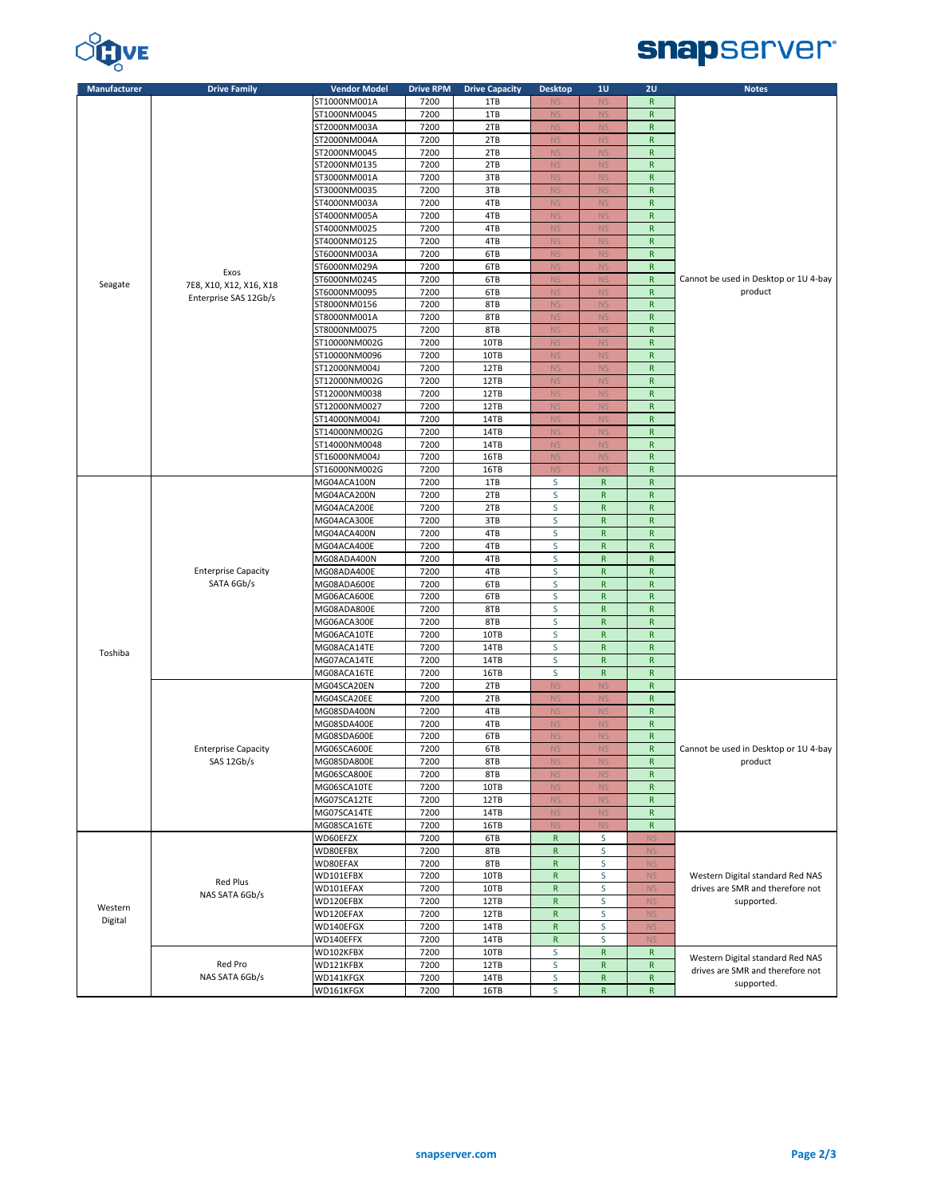| Manufacturer | Drive Family | Vendor Model | Drive RPM | Drive Capacity | Desktop | 1U | 2U | Notes |
|---|---|---|---|---|---|---|---|---|
| Seagate | Exos 7E8, X10, X12, X16, X18 Enterprise SAS 12Gb/s | ST1000NM001A | 7200 | 1TB | NS | NS | R | Cannot be used in Desktop or 1U 4-bay product |
| | | ST1000NM0045 | 7200 | 1TB | NS | NS | R | |
| | | ST2000NM003A | 7200 | 2TB | NS | NS | R | |
| | | ST2000NM004A | 7200 | 2TB | NS | NS | R | |
| | | ST2000NM0045 | 7200 | 2TB | NS | NS | R | |
| | | ST2000NM0135 | 7200 | 2TB | NS | NS | R | |
| | | ST3000NM001A | 7200 | 3TB | NS | NS | R | |
| | | ST3000NM0035 | 7200 | 3TB | NS | NS | R | |
| | | ST4000NM003A | 7200 | 4TB | NS | NS | R | |
| | | ST4000NM005A | 7200 | 4TB | NS | NS | R | |
| | | ST4000NM0025 | 7200 | 4TB | NS | NS | R | |
| | | ST4000NM0125 | 7200 | 4TB | NS | NS | R | |
| | | ST6000NM003A | 7200 | 6TB | NS | NS | R | |
| | | ST6000NM029A | 7200 | 6TB | NS | NS | R | |
| | | ST6000NM0245 | 7200 | 6TB | NS | NS | R | |
| | | ST6000NM0095 | 7200 | 6TB | NS | NS | R | |
| | | ST8000NM0156 | 7200 | 8TB | NS | NS | R | |
| | | ST8000NM001A | 7200 | 8TB | NS | NS | R | |
| | | ST8000NM0075 | 7200 | 8TB | NS | NS | R | |
| | | ST10000NM002G | 7200 | 10TB | NS | NS | R | |
| | | ST10000NM0096 | 7200 | 10TB | NS | NS | R | |
| | | ST12000NM004J | 7200 | 12TB | NS | NS | R | |
| | | ST12000NM002G | 7200 | 12TB | NS | NS | R | |
| | | ST12000NM0038 | 7200 | 12TB | NS | NS | R | |
| | | ST12000NM0027 | 7200 | 12TB | NS | NS | R | |
| | | ST14000NM004J | 7200 | 14TB | NS | NS | R | |
| | | ST14000NM002G | 7200 | 14TB | NS | NS | R | |
| | | ST14000NM0048 | 7200 | 14TB | NS | NS | R | |
| | | ST16000NM004J | 7200 | 16TB | NS | NS | R | |
| | | ST16000NM002G | 7200 | 16TB | NS | NS | R | |
| Toshiba | Enterprise Capacity SATA 6Gb/s | MG04ACA100N | 7200 | 1TB | S | R | R | |
| | | MG04ACA200N | 7200 | 2TB | S | R | R | |
| | | MG04ACA200E | 7200 | 2TB | S | R | R | |
| | | MG04ACA300E | 7200 | 3TB | S | R | R | |
| | | MG04ACA400N | 7200 | 4TB | S | R | R | |
| | | MG04ACA400E | 7200 | 4TB | S | R | R | |
| | | MG08ADA400N | 7200 | 4TB | S | R | R | |
| | | MG08ADA400E | 7200 | 4TB | S | R | R | |
| | | MG08ADA600E | 7200 | 6TB | S | R | R | |
| | | MG06ACA600E | 7200 | 6TB | S | R | R | |
| | | MG08ADA800E | 7200 | 8TB | S | R | R | |
| | | MG06ACA300E | 7200 | 8TB | S | R | R | |
| | | MG06ACA10TE | 7200 | 10TB | S | R | R | |
| | | MG08ACA14TE | 7200 | 14TB | S | R | R | |
| | | MG07ACA14TE | 7200 | 14TB | S | R | R | |
| | | MG08ACA16TE | 7200 | 16TB | S | R | R | |
| | Enterprise Capacity SAS 12Gb/s | MG04SCA20EN | 7200 | 2TB | NS | NS | R | Cannot be used in Desktop or 1U 4-bay product |
| | | MG04SCA20EE | 7200 | 2TB | NS | NS | R | |
| | | MG08SDA400N | 7200 | 4TB | NS | NS | R | |
| | | MG08SDA400E | 7200 | 4TB | NS | NS | R | |
| | | MG08SDA600E | 7200 | 6TB | NS | NS | R | |
| | | MG06SCA600E | 7200 | 6TB | NS | NS | R | |
| | | MG08SDA800E | 7200 | 8TB | NS | NS | R | |
| | | MG06SCA800E | 7200 | 8TB | NS | NS | R | |
| | | MG06SCA10TE | 7200 | 10TB | NS | NS | R | |
| | | MG07SCA12TE | 7200 | 12TB | NS | NS | R | |
| | | MG07SCA14TE | 7200 | 14TB | NS | NS | R | |
| | | MG08SCA16TE | 7200 | 16TB | NS | NS | R | |
| Western Digital | Red Plus NAS SATA 6Gb/s | WD60EFZX | 7200 | 6TB | R | S | NS | Western Digital standard Red NAS drives are SMR and therefore not supported. |
| | | WD80EFBX | 7200 | 8TB | R | S | NS | |
| | | WD80EFAX | 7200 | 8TB | R | S | NS | |
| | | WD101EFBX | 7200 | 10TB | R | S | NS | |
| | | WD101EFAX | 7200 | 10TB | R | S | NS | |
| | | WD120EFBX | 7200 | 12TB | R | S | NS | |
| | | WD120EFAX | 7200 | 12TB | R | S | NS | |
| | | WD140EFGX | 7200 | 14TB | R | S | NS | |
| | | WD140EFFX | 7200 | 14TB | R | S | NS | |
| | Red Pro NAS SATA 6Gb/s | WD102KFBX | 7200 | 10TB | S | R | R | Western Digital standard Red NAS drives are SMR and therefore not supported. |
| | | WD121KFBX | 7200 | 12TB | S | R | R | |
| | | WD141KFGX | 7200 | 14TB | S | R | R | |
| | | WD161KFGX | 7200 | 16TB | S | R | R | |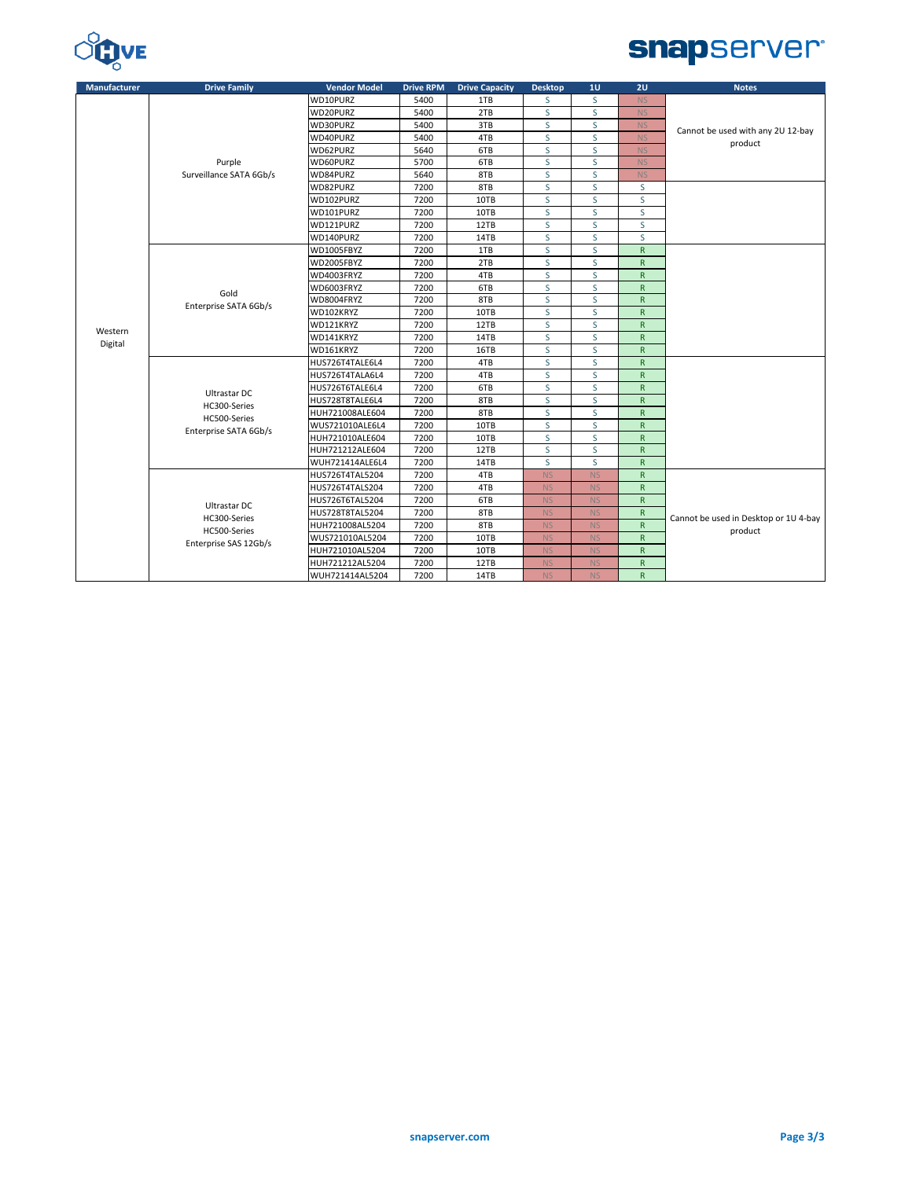| Manufacturer | Drive Family | Vendor Model | Drive RPM | Drive Capacity | Desktop | 1U | 2U | Notes |
|---|---|---|---|---|---|---|---|---|
| Western Digital | Purple Surveillance SATA 6Gb/s | WD10PURZ | 5400 | 1TB | S | S | NS | Cannot be used with any 2U 12-bay product |
| | | WD20PURZ | 5400 | 2TB | S | S | NS | |
| | | WD30PURZ | 5400 | 3TB | S | S | NS | |
| | | WD40PURZ | 5400 | 4TB | S | S | NS | |
| | | WD62PURZ | 5640 | 6TB | S | S | NS | |
| | | WD60PURZ | 5700 | 6TB | S | S | NS | |
| | | WD84PURZ | 5640 | 8TB | S | S | NS | |
| | | WD82PURZ | 7200 | 8TB | S | S | S | |
| | | WD102PURZ | 7200 | 10TB | S | S | S | |
| | | WD101PURZ | 7200 | 10TB | S | S | S | |
| | | WD121PURZ | 7200 | 12TB | S | S | S | |
| | | WD140PURZ | 7200 | 14TB | S | S | S | |
| | Gold Enterprise SATA 6Gb/s | WD1005FBYZ | 7200 | 1TB | S | S | R | |
| | | WD2005FBYZ | 7200 | 2TB | S | S | R | |
| | | WD4003FRYZ | 7200 | 4TB | S | S | R | |
| | | WD6003FRYZ | 7200 | 6TB | S | S | R | |
| | | WD8004FRYZ | 7200 | 8TB | S | S | R | |
| | | WD102KRYZ | 7200 | 10TB | S | S | R | |
| | | WD121KRYZ | 7200 | 12TB | S | S | R | |
| | | WD141KRYZ | 7200 | 14TB | S | S | R | |
| | | WD161KRYZ | 7200 | 16TB | S | S | R | |
| | Ultrastar DC HC300-Series HC500-Series Enterprise SATA 6Gb/s | HUS726T4TALE6L4 | 7200 | 4TB | S | S | R | |
| | | HUS726T4TALA6L4 | 7200 | 4TB | S | S | R | |
| | | HUS726T6TALE6L4 | 7200 | 6TB | S | S | R | |
| | | HUS728T8TALE6L4 | 7200 | 8TB | S | S | R | |
| | | HUH721008ALE604 | 7200 | 8TB | S | S | R | |
| | | WUS721010ALE6L4 | 7200 | 10TB | S | S | R | |
| | | HUH721010ALE604 | 7200 | 10TB | S | S | R | |
| | | HUH721212ALE604 | 7200 | 12TB | S | S | R | |
| | | WUH721414ALE6L4 | 7200 | 14TB | S | S | R | |
| | Ultrastar DC HC300-Series HC500-Series Enterprise SAS 12Gb/s | HUS726T4TAL5204 | 7200 | 4TB | NS | NS | R | Cannot be used in Desktop or 1U 4-bay product |
| | | HUS726T4TALS204 | 7200 | 4TB | NS | NS | R | |
| | | HUS726T6TAL5204 | 7200 | 6TB | NS | NS | R | |
| | | HUS728T8TAL5204 | 7200 | 8TB | NS | NS | R | |
| | | HUH721008AL5204 | 7200 | 8TB | NS | NS | R | |
| | | WUS721010AL5204 | 7200 | 10TB | NS | NS | R | |
| | | HUH721010AL5204 | 7200 | 10TB | NS | NS | R | |
| | | HUH721212AL5204 | 7200 | 12TB | NS | NS | R | |
| | | WUH721414AL5204 | 7200 | 14TB | NS | NS | R | |

snapserver.com